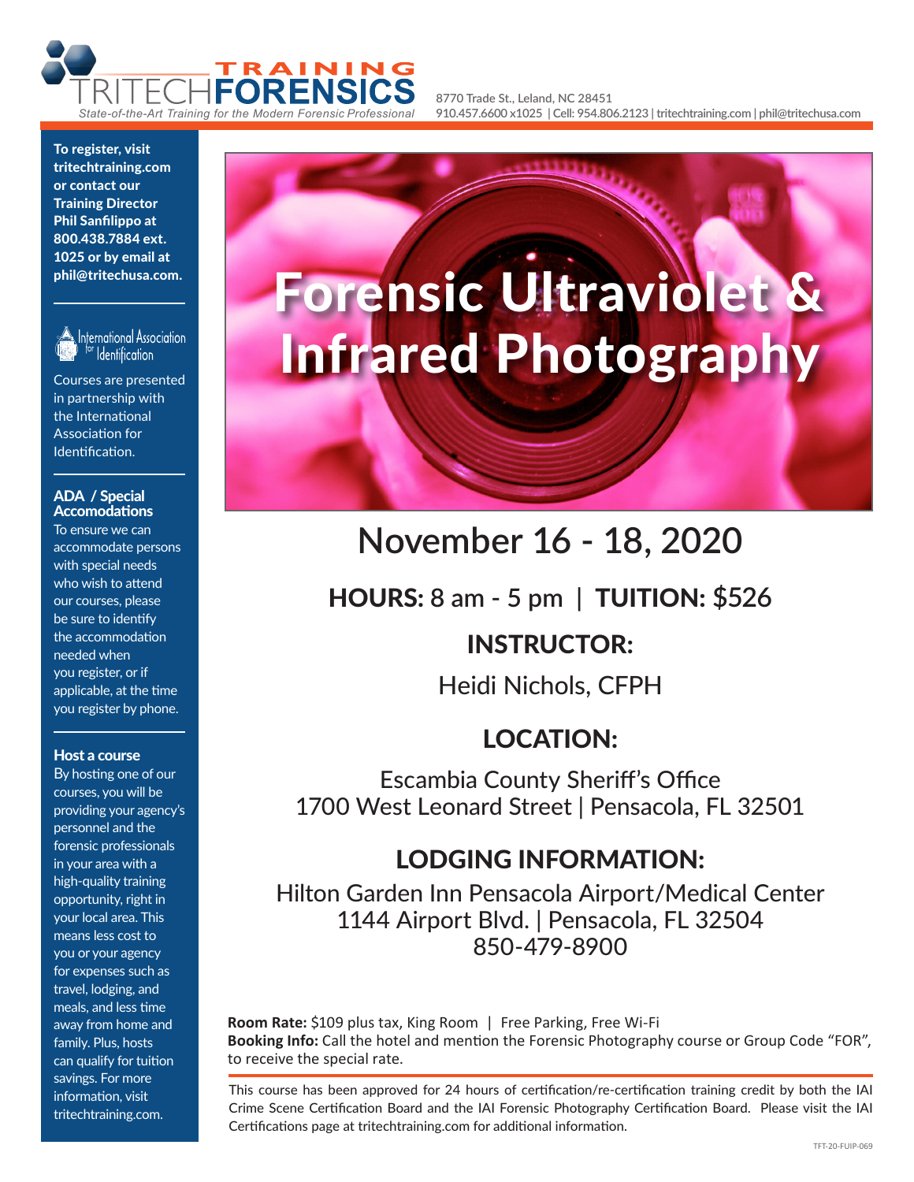TRAINING
TRITECH**FORENSICS**
*State-of-the-Art Training for the Modern Forensic Professional*

8770 Trade St., Leland, NC 28451
910.457.6600 x1025 | Cell: 954.806.2123 | tritechtraining.com | phil@tritechusa.com

# Forensic Ultraviolet & Infrared Photography

## November 16 - 18, 2020

**HOURS:** 8 am - 5 pm | **TUITION:** $526

### INSTRUCTOR:

Heidi Nichols, CFPH

### LOCATION:

Escambia County Sheriff's Office
1700 West Leonard Street | Pensacola, FL 32501

### LODGING INFORMATION:

Hilton Garden Inn Pensacola Airport/Medical Center
1144 Airport Blvd. | Pensacola, FL 32504
850-479-8900

**Room Rate:** $109 plus tax, King Room | Free Parking, Free Wi-Fi
**Booking Info:** Call the hotel and mention the Forensic Photography course or Group Code "FOR", to receive the special rate.

This course has been approved for 24 hours of certification/re-certification training credit by both the IAI Crime Scene Certification Board and the IAI Forensic Photography Certification Board. Please visit the IAI Certifications page at tritechtraining.com for additional information.

**To register, visit tritechtraining.com or contact our Training Director Phil Sanfilippo at 800.438.7884 ext. 1025 or by email at phil@tritechusa.com.**

International Association for Identification

Courses are presented in partnership with the International Association for Identification.

**ADA / Special Accomodations**

To ensure we can accommodate persons with special needs who wish to attend our courses, please be sure to identify the accommodation needed when you register, or if applicable, at the time you register by phone.

**Host a course**

By hosting one of our courses, you will be providing your agency's personnel and the forensic professionals in your area with a high-quality training opportunity, right in your local area. This means less cost to you or your agency for expenses such as travel, lodging, and meals, and less time away from home and family. Plus, hosts can qualify for tuition savings. For more information, visit tritechtraining.com.

TFT-20-FUIP-069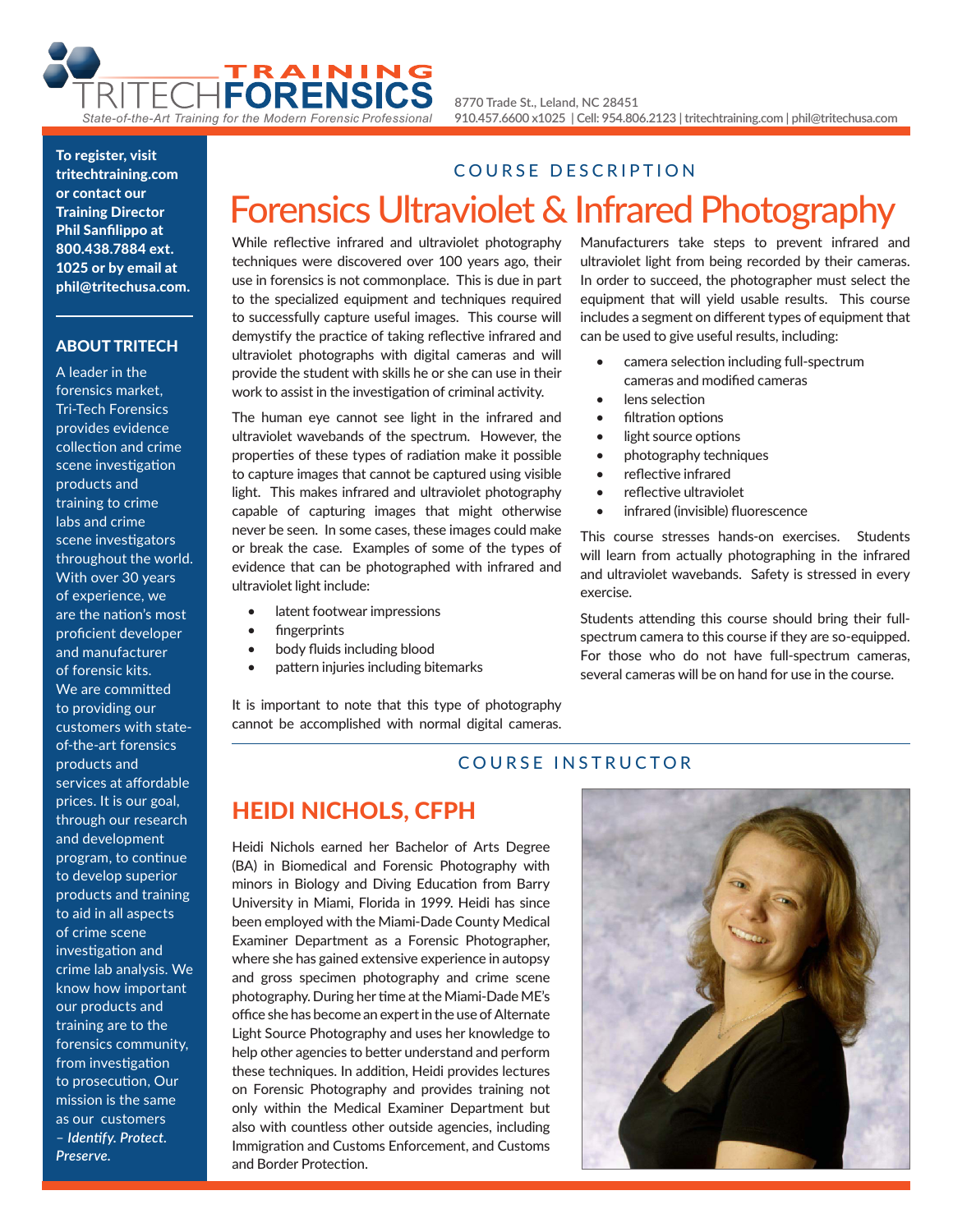TRAINING
TRITECHFORENSICS
*State-of-the-Art Training for the Modern Forensic Professional*

8770 Trade St., Leland, NC 28451
910.457.6600 x1025 | Cell: 954.806.2123 | tritechtraining.com | phil@tritechusa.com

**To register, visit tritechtraining.com or contact our Training Director Phil Sanfilippo at 800.438.7884 ext. 1025 or by email at phil@tritechusa.com.**

### ABOUT TRITECH

A leader in the forensics market, Tri-Tech Forensics provides evidence collection and crime scene investigation products and training to crime labs and crime scene investigators throughout the world. With over 30 years of experience, we are the nation's most proficient developer and manufacturer of forensic kits. We are committed to providing our customers with state-of-the-art forensics products and services at affordable prices. It is our goal, through our research and development program, to continue to develop superior products and training to aid in all aspects of crime scene investigation and crime lab analysis. We know how important our products and training are to the forensics community, from investigation to prosecution, Our mission is the same as our customers *– Identify. Protect. Preserve.*

## COURSE DESCRIPTION

# Forensics Ultraviolet & Infrared Photography

While reflective infrared and ultraviolet photography techniques were discovered over 100 years ago, their use in forensics is not commonplace. This is due in part to the specialized equipment and techniques required to successfully capture useful images. This course will demystify the practice of taking reflective infrared and ultraviolet photographs with digital cameras and will provide the student with skills he or she can use in their work to assist in the investigation of criminal activity.

The human eye cannot see light in the infrared and ultraviolet wavebands of the spectrum. However, the properties of these types of radiation make it possible to capture images that cannot be captured using visible light. This makes infrared and ultraviolet photography capable of capturing images that might otherwise never be seen. In some cases, these images could make or break the case. Examples of some of the types of evidence that can be photographed with infrared and ultraviolet light include:

- latent footwear impressions
- fingerprints
- body fluids including blood
- pattern injuries including bitemarks

It is important to note that this type of photography cannot be accomplished with normal digital cameras. Manufacturers take steps to prevent infrared and ultraviolet light from being recorded by their cameras. In order to succeed, the photographer must select the equipment that will yield usable results. This course includes a segment on different types of equipment that can be used to give useful results, including:

- camera selection including full-spectrum cameras and modified cameras
- lens selection
- filtration options
- light source options
- photography techniques
- reflective infrared
- reflective ultraviolet
- infrared (invisible) fluorescence

This course stresses hands-on exercises. Students will learn from actually photographing in the infrared and ultraviolet wavebands. Safety is stressed in every exercise.

Students attending this course should bring their full-spectrum camera to this course if they are so-equipped. For those who do not have full-spectrum cameras, several cameras will be on hand for use in the course.

## COURSE INSTRUCTOR

## HEIDI NICHOLS, CFPH

Heidi Nichols earned her Bachelor of Arts Degree (BA) in Biomedical and Forensic Photography with minors in Biology and Diving Education from Barry University in Miami, Florida in 1999. Heidi has since been employed with the Miami-Dade County Medical Examiner Department as a Forensic Photographer, where she has gained extensive experience in autopsy and gross specimen photography and crime scene photography. During her time at the Miami-Dade ME's office she has become an expert in the use of Alternate Light Source Photography and uses her knowledge to help other agencies to better understand and perform these techniques. In addition, Heidi provides lectures on Forensic Photography and provides training not only within the Medical Examiner Department but also with countless other outside agencies, including Immigration and Customs Enforcement, and Customs and Border Protection.